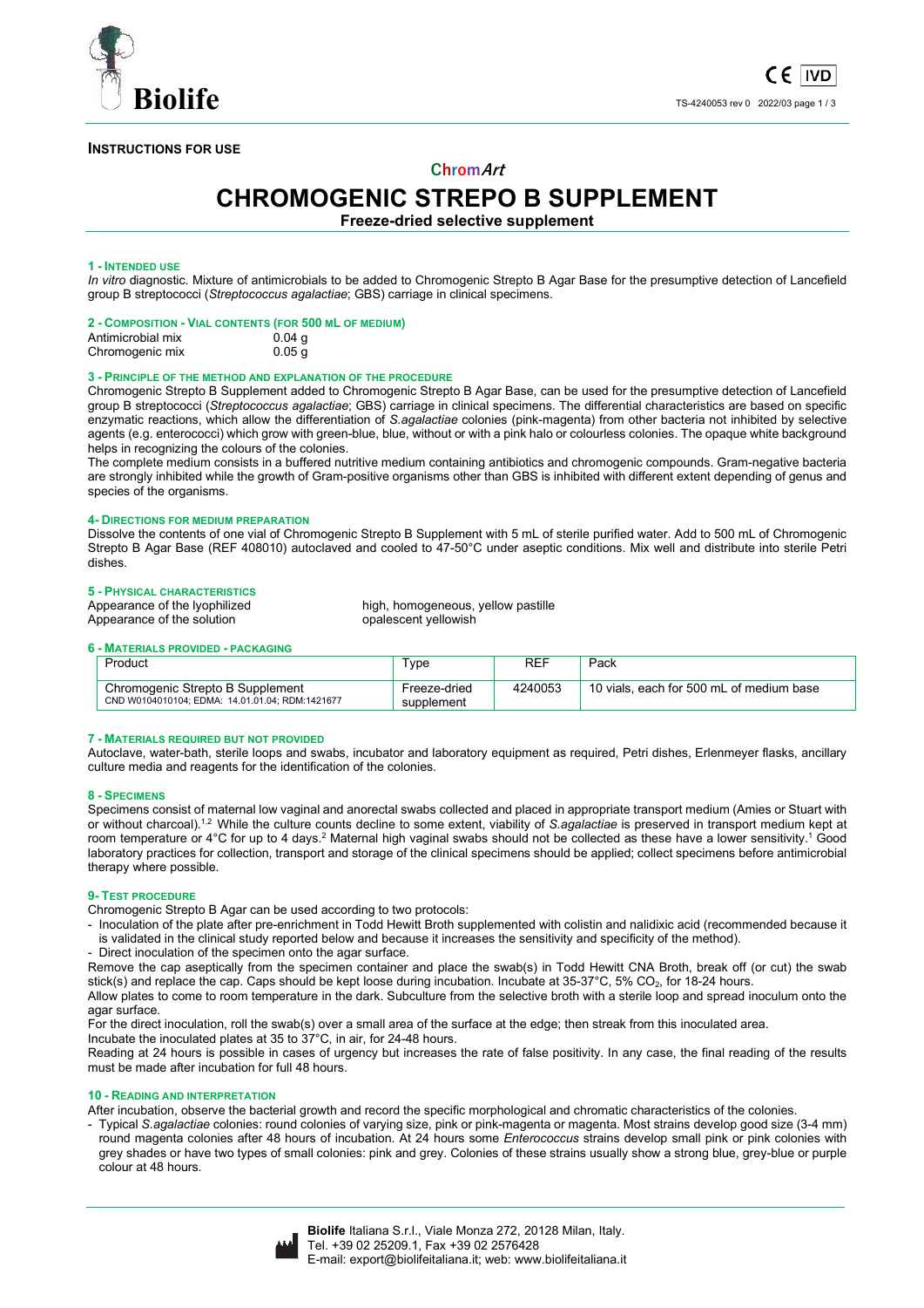**INSTRUCTIONS FOR USE**

ChromArt

# CHROMOGENIC STREPO B SUPPLEMENT

**Freeze-dried selective supplement**

## 1 - INTENDED USE

*In vitro* diagnostic. Mixture of antimicrobials to be added to Chromogenic Strepto B Agar Base for the presumptive detection of Lancefield group B streptococci (*Streptococcus agalactiae*; GBS) carriage in clinical specimens.

## 2 - COMPOSITION - VIAL CONTENTS (FOR 500 ML OF MEDIUM)

| | |
|---|---|
| Antimicrobial mix | 0.04 g |
| Chromogenic mix | 0.05 g |

## 3 - PRINCIPLE OF THE METHOD AND EXPLANATION OF THE PROCEDURE

Chromogenic Strepto B Supplement added to Chromogenic Strepto B Agar Base, can be used for the presumptive detection of Lancefield group B streptococci (*Streptococcus agalactiae*; GBS) carriage in clinical specimens. The differential characteristics are based on specific enzymatic reactions, which allow the differentiation of *S.agalactiae* colonies (pink-magenta) from other bacteria not inhibited by selective agents (e.g. enterococci) which grow with green-blue, blue, without or with a pink halo or colourless colonies. The opaque white background helps in recognizing the colours of the colonies.

The complete medium consists in a buffered nutritive medium containing antibiotics and chromogenic compounds. Gram-negative bacteria are strongly inhibited while the growth of Gram-positive organisms other than GBS is inhibited with different extent depending of genus and species of the organisms.

## 4- DIRECTIONS FOR MEDIUM PREPARATION

Dissolve the contents of one vial of Chromogenic Strepto B Supplement with 5 mL of sterile purified water. Add to 500 mL of Chromogenic Strepto B Agar Base (REF 408010) autoclaved and cooled to 47-50°C under aseptic conditions. Mix well and distribute into sterile Petri dishes.

## 5 - PHYSICAL CHARACTERISTICS

| | |
|---|---|
| Appearance of the lyophilized | high, homogeneous, yellow pastille |
| Appearance of the solution | opalescent yellowish |

## 6 - MATERIALS PROVIDED - PACKAGING

| Product | Type | REF | Pack |
|---|---|---|---|
| Chromogenic Strepto B Supplement<br>CND W0104010104; EDMA: 14.01.01.04; RDM:1421677 | Freeze-dried supplement | 4240053 | 10 vials, each for 500 mL of medium base |

## 7 - MATERIALS REQUIRED BUT NOT PROVIDED

Autoclave, water-bath, sterile loops and swabs, incubator and laboratory equipment as required, Petri dishes, Erlenmeyer flasks, ancillary culture media and reagents for the identification of the colonies.

## 8 - SPECIMENS

Specimens consist of maternal low vaginal and anorectal swabs collected and placed in appropriate transport medium (Amies or Stuart with or without charcoal).[1,2] While the culture counts decline to some extent, viability of *S.agalactiae* is preserved in transport medium kept at room temperature or 4°C for up to 4 days.[2] Maternal high vaginal swabs should not be collected as these have a lower sensitivity.[1] Good laboratory practices for collection, transport and storage of the clinical specimens should be applied; collect specimens before antimicrobial therapy where possible.

## 9- TEST PROCEDURE

Chromogenic Strepto B Agar can be used according to two protocols:

- Inoculation of the plate after pre-enrichment in Todd Hewitt Broth supplemented with colistin and nalidixic acid (recommended because it is validated in the clinical study reported below and because it increases the sensitivity and specificity of the method).
- Direct inoculation of the specimen onto the agar surface.

Remove the cap aseptically from the specimen container and place the swab(s) in Todd Hewitt CNA Broth, break off (or cut) the swab stick(s) and replace the cap. Caps should be kept loose during incubation. Incubate at 35-37°C, 5% $CO_2$, for 18-24 hours.

Allow plates to come to room temperature in the dark. Subculture from the selective broth with a sterile loop and spread inoculum onto the agar surface.

For the direct inoculation, roll the swab(s) over a small area of the surface at the edge; then streak from this inoculated area.

Incubate the inoculated plates at 35 to 37°C, in air, for 24-48 hours.

Reading at 24 hours is possible in cases of urgency but increases the rate of false positivity. In any case, the final reading of the results must be made after incubation for full 48 hours.

## 10 - READING AND INTERPRETATION

After incubation, observe the bacterial growth and record the specific morphological and chromatic characteristics of the colonies.

- Typical *S.agalactiae* colonies: round colonies of varying size, pink or pink-magenta or magenta. Most strains develop good size (3-4 mm) round magenta colonies after 48 hours of incubation. At 24 hours some *Enterococcus* strains develop small pink or pink colonies with grey shades or have two types of small colonies: pink and grey. Colonies of these strains usually show a strong blue, grey-blue or purple colour at 48 hours.

**Biolife** Italiana S.r.l., Viale Monza 272, 20128 Milan, Italy.
Tel. +39 02 25209.1, Fax +39 02 2576428
E-mail: export@biolifeitaliana.it; web: www.biolifeitaliana.it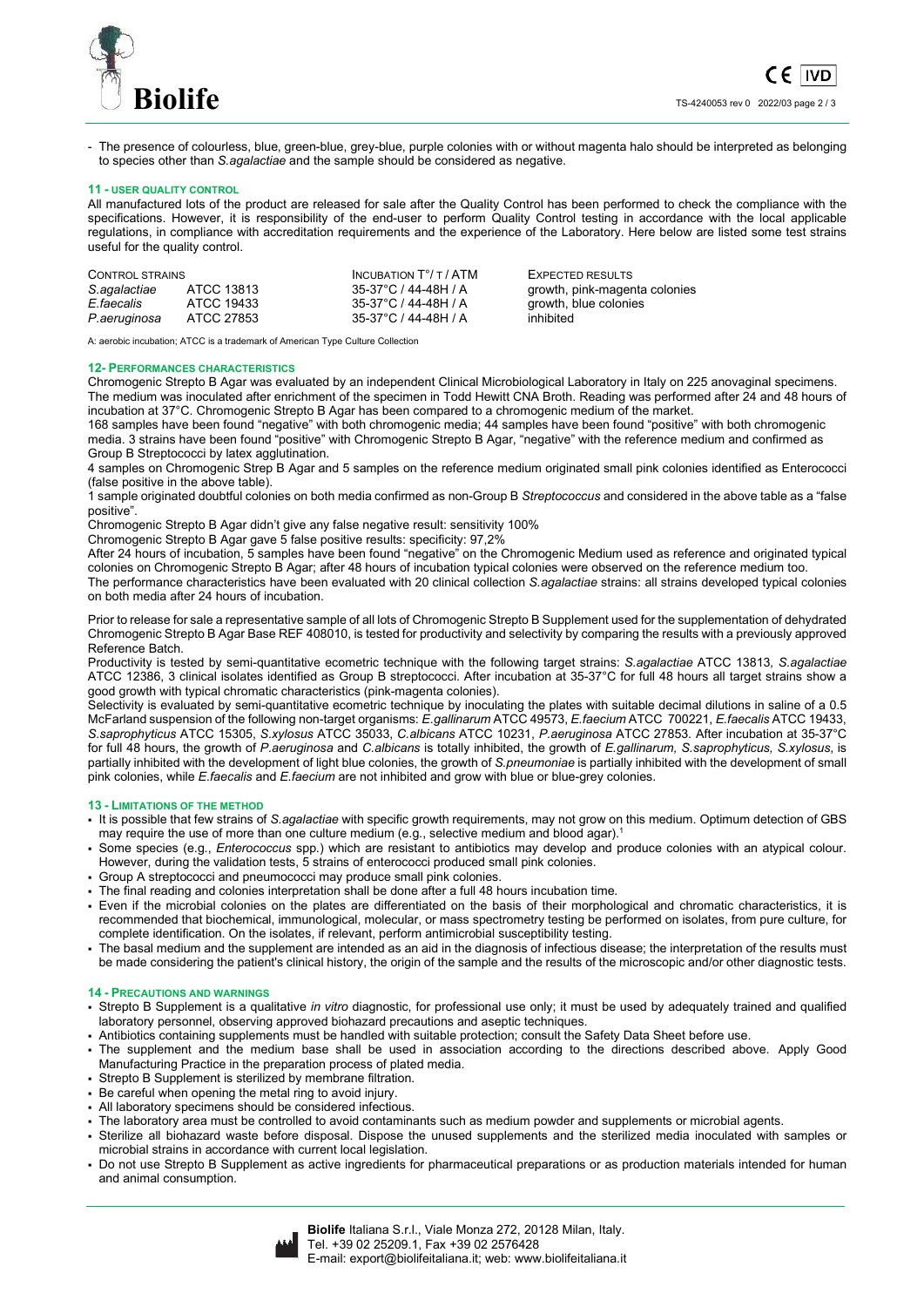- The presence of colourless, blue, green-blue, grey-blue, purple colonies with or without magenta halo should be interpreted as belonging to species other than *S.agalactiae* and the sample should be considered as negative.

## 11 - USER QUALITY CONTROL

All manufactured lots of the product are released for sale after the Quality Control has been performed to check the compliance with the specifications. However, it is responsibility of the end-user to perform Quality Control testing in accordance with the local applicable regulations, in compliance with accreditation requirements and the experience of the Laboratory. Here below are listed some test strains useful for the quality control.

| CONTROL STRAINS | | INCUBATION T°/ T / ATM | EXPECTED RESULTS |
|---|---|---|---|
| *S.agalactiae* | ATCC 13813 | 35-37°C / 44-48H / A | growth, pink-magenta colonies |
| *E.faecalis* | ATCC 19433 | 35-37°C / 44-48H / A | growth, blue colonies |
| *P.aeruginosa* | ATCC 27853 | 35-37°C / 44-48H / A | inhibited |

A: aerobic incubation; ATCC is a trademark of American Type Culture Collection

## 12- PERFORMANCES CHARACTERISTICS

Chromogenic Strepto B Agar was evaluated by an independent Clinical Microbiological Laboratory in Italy on 225 anovaginal specimens. The medium was inoculated after enrichment of the specimen in Todd Hewitt CNA Broth. Reading was performed after 24 and 48 hours of incubation at 37°C. Chromogenic Strepto B Agar has been compared to a chromogenic medium of the market.

168 samples have been found "negative" with both chromogenic media; 44 samples have been found "positive" with both chromogenic media. 3 strains have been found "positive" with Chromogenic Strepto B Agar, "negative" with the reference medium and confirmed as Group B Streptococci by latex agglutination.

4 samples on Chromogenic Strep B Agar and 5 samples on the reference medium originated small pink colonies identified as Enterococci (false positive in the above table).

1 sample originated doubtful colonies on both media confirmed as non-Group B *Streptococcus* and considered in the above table as a "false positive".

Chromogenic Strepto B Agar didn't give any false negative result: sensitivity 100%

Chromogenic Strepto B Agar gave 5 false positive results: specificity: 97,2%

After 24 hours of incubation, 5 samples have been found "negative" on the Chromogenic Medium used as reference and originated typical colonies on Chromogenic Strepto B Agar; after 48 hours of incubation typical colonies were observed on the reference medium too.

The performance characteristics have been evaluated with 20 clinical collection *S.agalactiae* strains: all strains developed typical colonies on both media after 24 hours of incubation.

Prior to release for sale a representative sample of all lots of Chromogenic Strepto B Supplement used for the supplementation of dehydrated Chromogenic Strepto B Agar Base REF 408010, is tested for productivity and selectivity by comparing the results with a previously approved Reference Batch.

Productivity is tested by semi-quantitative ecometric technique with the following target strains: *S.agalactiae* ATCC 13813, *S.agalactiae* ATCC 12386, 3 clinical isolates identified as Group B streptococci. After incubation at 35-37°C for full 48 hours all target strains show a good growth with typical chromatic characteristics (pink-magenta colonies).

Selectivity is evaluated by semi-quantitative ecometric technique by inoculating the plates with suitable decimal dilutions in saline of a 0.5 McFarland suspension of the following non-target organisms: *E.gallinarum* ATCC 49573, *E.faecium* ATCC 700221, *E.faecalis* ATCC 19433, *S.saprophyticus* ATCC 15305, *S.xylosus* ATCC 35033, *C.albicans* ATCC 10231, *P.aeruginosa* ATCC 27853. After incubation at 35-37°C for full 48 hours, the growth of *P.aeruginosa* and *C.albicans* is totally inhibited, the growth of *E.gallinarum, S.saprophyticus, S.xylosus*, is partially inhibited with the development of light blue colonies, the growth of *S.pneumoniae* is partially inhibited with the development of small pink colonies, while *E.faecalis* and *E.faecium* are not inhibited and grow with blue or blue-grey colonies.

## 13 - LIMITATIONS OF THE METHOD

- It is possible that few strains of *S.agalactiae* with specific growth requirements, may not grow on this medium. Optimum detection of GBS may require the use of more than one culture medium (e.g., selective medium and blood agar).[1]
- Some species (e.g., *Enterococcus* spp.) which are resistant to antibiotics may develop and produce colonies with an atypical colour. However, during the validation tests, 5 strains of enterococci produced small pink colonies.
- Group A streptococci and pneumococci may produce small pink colonies.
- The final reading and colonies interpretation shall be done after a full 48 hours incubation time.
- Even if the microbial colonies on the plates are differentiated on the basis of their morphological and chromatic characteristics, it is recommended that biochemical, immunological, molecular, or mass spectrometry testing be performed on isolates, from pure culture, for complete identification. On the isolates, if relevant, perform antimicrobial susceptibility testing.
- The basal medium and the supplement are intended as an aid in the diagnosis of infectious disease; the interpretation of the results must be made considering the patient's clinical history, the origin of the sample and the results of the microscopic and/or other diagnostic tests.

## 14 - PRECAUTIONS AND WARNINGS

- Strepto B Supplement is a qualitative *in vitro* diagnostic, for professional use only; it must be used by adequately trained and qualified laboratory personnel, observing approved biohazard precautions and aseptic techniques.
- Antibiotics containing supplements must be handled with suitable protection; consult the Safety Data Sheet before use.
- The supplement and the medium base shall be used in association according to the directions described above. Apply Good Manufacturing Practice in the preparation process of plated media.
- Strepto B Supplement is sterilized by membrane filtration.
- Be careful when opening the metal ring to avoid injury.
- All laboratory specimens should be considered infectious.
- The laboratory area must be controlled to avoid contaminants such as medium powder and supplements or microbial agents.
- Sterilize all biohazard waste before disposal. Dispose the unused supplements and the sterilized media inoculated with samples or microbial strains in accordance with current local legislation.
- Do not use Strepto B Supplement as active ingredients for pharmaceutical preparations or as production materials intended for human and animal consumption.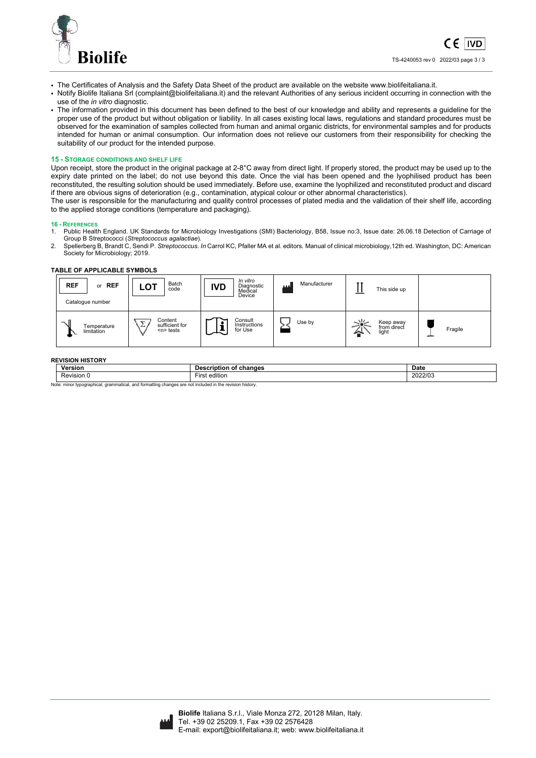- The Certificates of Analysis and the Safety Data Sheet of the product are available on the website www.biolifeitaliana.it.
- Notify Biolife Italiana Srl (complaint@biolifeitaliana.it) and the relevant Authorities of any serious incident occurring in connection with the use of the *in vitro* diagnostic.
- The information provided in this document has been defined to the best of our knowledge and ability and represents a guideline for the proper use of the product but without obligation or liability. In all cases existing local laws, regulations and standard procedures must be observed for the examination of samples collected from human and animal organic districts, for environmental samples and for products intended for human or animal consumption. Our information does not relieve our customers from their responsibility for checking the suitability of our product for the intended purpose.

## 15 - STORAGE CONDITIONS AND SHELF LIFE

Upon receipt, store the product in the original package at 2-8°C away from direct light. If properly stored, the product may be used up to the expiry date printed on the label; do not use beyond this date. Once the vial has been opened and the lyophilised product has been reconstituted, the resulting solution should be used immediately. Before use, examine the lyophilized and reconstituted product and discard if there are obvious signs of deterioration (e.g., contamination, atypical colour or other abnormal characteristics).

The user is responsible for the manufacturing and quality control processes of plated media and the validation of their shelf life, according to the applied storage conditions (temperature and packaging).

## 16 - REFERENCES

1. Public Health England. UK Standards for Microbiology Investigations (SMI) Bacteriology, B58, Issue no:3, Issue date: 26.06.18 Detection of Carriage of Group B Streptococci (*Streptococcus agalactiae*).
2. Spellerberg B, Brandt C, Sendi P. *Streptococcus. In* Carrol KC, Pfaller MA et al. editors. Manual of clinical microbiology,12th ed. Washington, DC: American Society for Microbiology; 2019.

**TABLE OF APPLICABLE SYMBOLS**

| | | | | | |
|---|---|---|---|---|---|
| REF or REF Catalogue number | LOT Batch code | IVD *In vitro* Diagnostic Medical Device | Manufacturer | This side up | |
| Temperature limitation | Content sufficient for <n> tests | Consult Instructions for Use | Use by | Keep away from direct light | Fragile |

**REVISION HISTORY**

| Version | Description of changes | Date |
|---|---|---|
| Revision 0 | First edition | 2022/03 |

Note: minor typographical, grammatical, and formatting changes are not included in the revision history.

**Biolife** Italiana S.r.l., Viale Monza 272, 20128 Milan, Italy.
Tel. +39 02 25209.1, Fax +39 02 2576428
E-mail: export@biolifeitaliana.it; web: www.biolifeitaliana.it